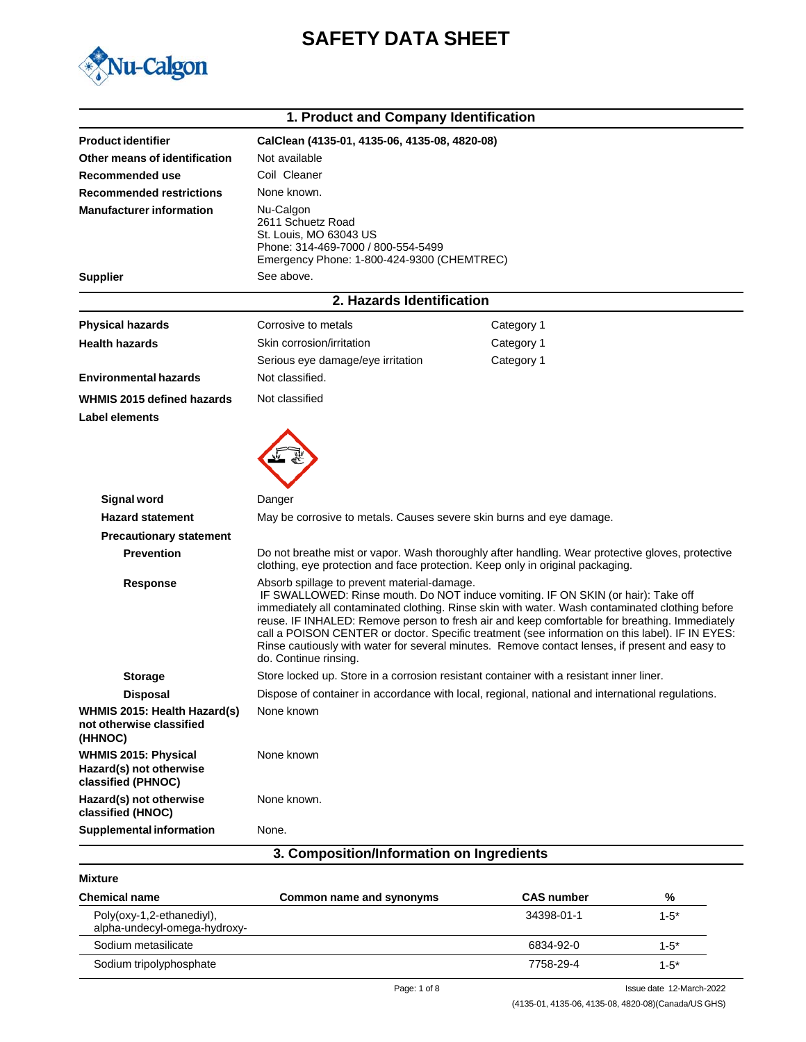# SAFETY DATA SHEET

## 1. Product and Company Identification

| | |
|---|---|
| **Product identifier** | **CalClean (4135-01, 4135-06, 4135-08, 4820-08)** |
| **Other means of identification** | Not available |
| **Recommended use** | Coil Cleaner |
| **Recommended restrictions** | None known. |
| **Manufacturer information** | Nu-Calgon<br>2611 Schuetz Road<br>St. Louis, MO 63043 US<br>Phone: 314-469-7000 / 800-554-5499<br>Emergency Phone: 1-800-424-9300 (CHEMTREC) |
| **Supplier** | See above. |

## 2. Hazards Identification

| | | |
|---|---|---|
| **Physical hazards** | Corrosive to metals | Category 1 |
| **Health hazards** | Skin corrosion/irritation | Category 1 |
| | Serious eye damage/eye irritation | Category 1 |
| **Environmental hazards** | Not classified. | |
| **WHMIS 2015 defined hazards** | Not classified | |

**Label elements**

**Signal word** Danger

**Hazard statement** May be corrosive to metals. Causes severe skin burns and eye damage.

**Precautionary statement**

**Prevention** Do not breathe mist or vapor. Wash thoroughly after handling. Wear protective gloves, protective clothing, eye protection and face protection. Keep only in original packaging.

**Response** Absorb spillage to prevent material-damage. IF SWALLOWED: Rinse mouth. Do NOT induce vomiting. IF ON SKIN (or hair): Take off immediately all contaminated clothing. Rinse skin with water. Wash contaminated clothing before reuse. IF INHALED: Remove person to fresh air and keep comfortable for breathing. Immediately call a POISON CENTER or doctor. Specific treatment (see information on this label). IF IN EYES: Rinse cautiously with water for several minutes. Remove contact lenses, if present and easy to do. Continue rinsing.

**Storage** Store locked up. Store in a corrosion resistant container with a resistant inner liner.

**Disposal** Dispose of container in accordance with local, regional, national and international regulations.

**WHMIS 2015: Health Hazard(s) not otherwise classified (HHNOC)** None known

**WHMIS 2015: Physical Hazard(s) not otherwise classified (PHNOC)** None known

**Hazard(s) not otherwise classified (HNOC)** None known.

**Supplemental information** None.

## 3. Composition/Information on Ingredients

**Mixture**

| Chemical name | Common name and synonyms | CAS number | % |
|---|---|---|---|
| Poly(oxy-1,2-ethanediyl), alpha-undecyl-omega-hydroxy- | | 34398-01-1 | 1-5* |
| Sodium metasilicate | | 6834-92-0 | 1-5* |
| Sodium tripolyphosphate | | 7758-29-4 | 1-5* |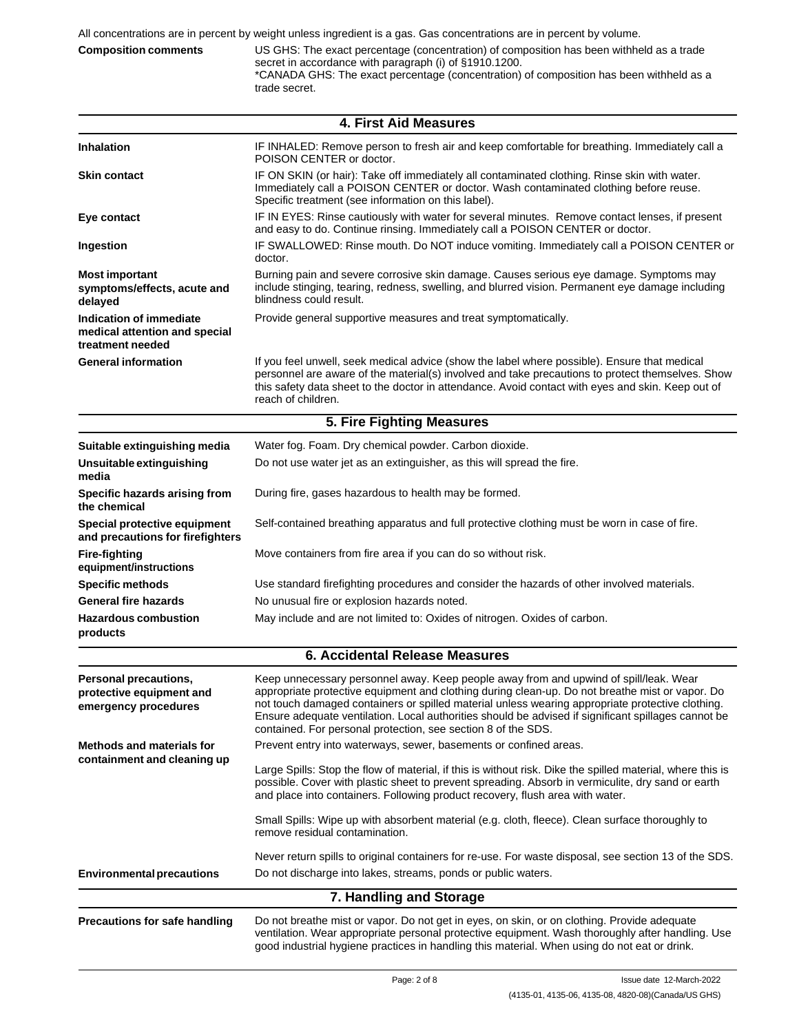All concentrations are in percent by weight unless ingredient is a gas. Gas concentrations are in percent by volume.

**Composition comments** US GHS: The exact percentage (concentration) of composition has been withheld as a trade secret in accordance with paragraph (i) of §1910.1200.
*CANADA GHS: The exact percentage (concentration) of composition has been withheld as a trade secret.

## 4. First Aid Measures

| | |
|---|---|
| **Inhalation** | IF INHALED: Remove person to fresh air and keep comfortable for breathing. Immediately call a POISON CENTER or doctor. |
| **Skin contact** | IF ON SKIN (or hair): Take off immediately all contaminated clothing. Rinse skin with water. Immediately call a POISON CENTER or doctor. Wash contaminated clothing before reuse. Specific treatment (see information on this label). |
| **Eye contact** | IF IN EYES: Rinse cautiously with water for several minutes. Remove contact lenses, if present and easy to do. Continue rinsing. Immediately call a POISON CENTER or doctor. |
| **Ingestion** | IF SWALLOWED: Rinse mouth. Do NOT induce vomiting. Immediately call a POISON CENTER or doctor. |
| **Most important symptoms/effects, acute and delayed** | Burning pain and severe corrosive skin damage. Causes serious eye damage. Symptoms may include stinging, tearing, redness, swelling, and blurred vision. Permanent eye damage including blindness could result. |
| **Indication of immediate medical attention and special treatment needed** | Provide general supportive measures and treat symptomatically. |
| **General information** | If you feel unwell, seek medical advice (show the label where possible). Ensure that medical personnel are aware of the material(s) involved and take precautions to protect themselves. Show this safety data sheet to the doctor in attendance. Avoid contact with eyes and skin. Keep out of reach of children. |

## 5. Fire Fighting Measures

| | |
|---|---|
| **Suitable extinguishing media** | Water fog. Foam. Dry chemical powder. Carbon dioxide. |
| **Unsuitable extinguishing media** | Do not use water jet as an extinguisher, as this will spread the fire. |
| **Specific hazards arising from the chemical** | During fire, gases hazardous to health may be formed. |
| **Special protective equipment and precautions for firefighters** | Self-contained breathing apparatus and full protective clothing must be worn in case of fire. |
| **Fire-fighting equipment/instructions** | Move containers from fire area if you can do so without risk. |
| **Specific methods** | Use standard firefighting procedures and consider the hazards of other involved materials. |
| **General fire hazards** | No unusual fire or explosion hazards noted. |
| **Hazardous combustion products** | May include and are not limited to: Oxides of nitrogen. Oxides of carbon. |

## 6. Accidental Release Measures

| | |
|---|---|
| **Personal precautions, protective equipment and emergency procedures** | Keep unnecessary personnel away. Keep people away from and upwind of spill/leak. Wear appropriate protective equipment and clothing during clean-up. Do not breathe mist or vapor. Do not touch damaged containers or spilled material unless wearing appropriate protective clothing. Ensure adequate ventilation. Local authorities should be advised if significant spillages cannot be contained. For personal protection, see section 8 of the SDS. |
| **Methods and materials for containment and cleaning up** | Prevent entry into waterways, sewer, basements or confined areas.<br><br>Large Spills: Stop the flow of material, if this is without risk. Dike the spilled material, where this is possible. Cover with plastic sheet to prevent spreading. Absorb in vermiculite, dry sand or earth and place into containers. Following product recovery, flush area with water.<br><br>Small Spills: Wipe up with absorbent material (e.g. cloth, fleece). Clean surface thoroughly to remove residual contamination.<br><br>Never return spills to original containers for re-use. For waste disposal, see section 13 of the SDS. |
| **Environmental precautions** | Do not discharge into lakes, streams, ponds or public waters. |

## 7. Handling and Storage

| | |
|---|---|
| **Precautions for safe handling** | Do not breathe mist or vapor. Do not get in eyes, on skin, or on clothing. Provide adequate ventilation. Wear appropriate personal protective equipment. Wash thoroughly after handling. Use good industrial hygiene practices in handling this material. When using do not eat or drink. |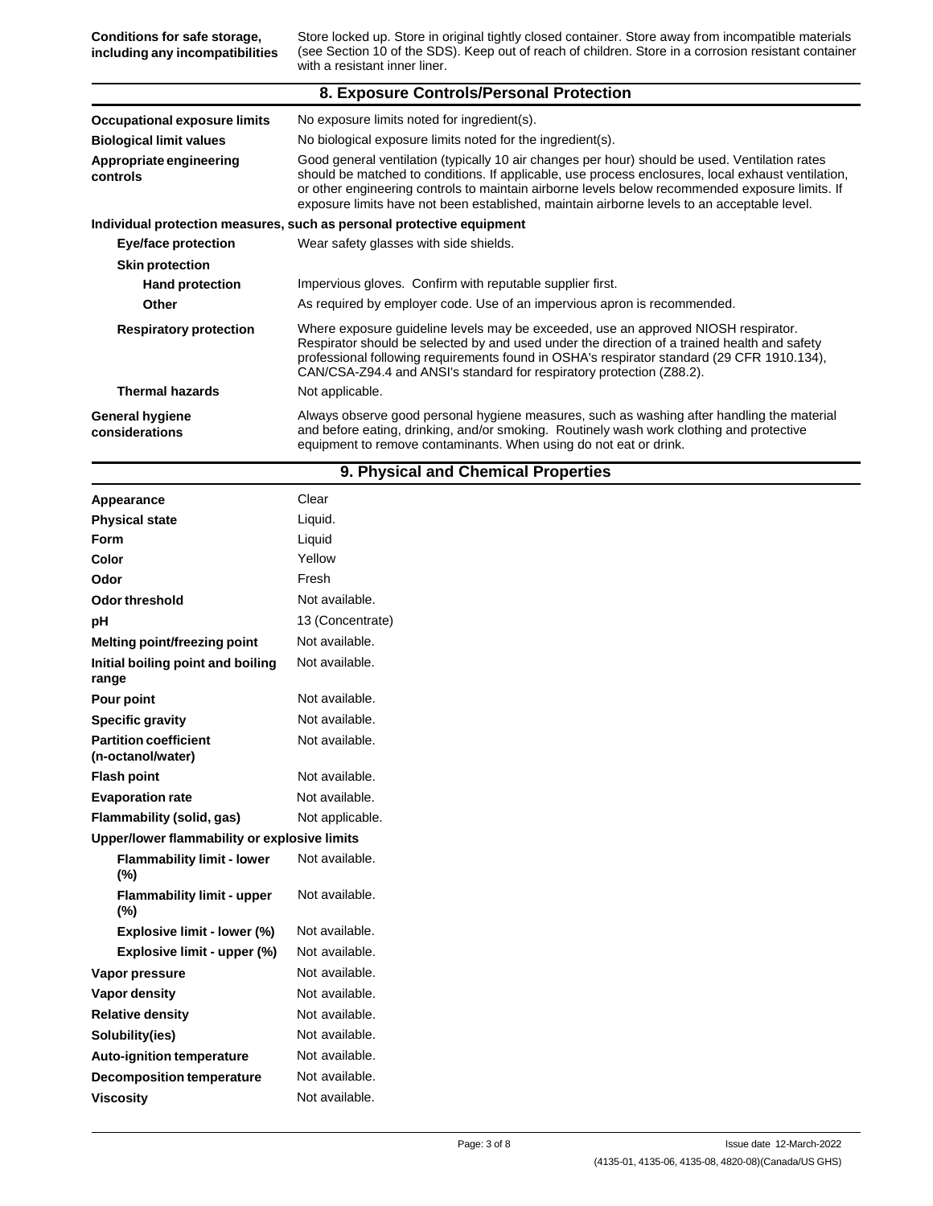| | |
|---|---|
| **Conditions for safe storage, including any incompatibilities** | Store locked up. Store in original tightly closed container. Store away from incompatible materials (see Section 10 of the SDS). Keep out of reach of children. Store in a corrosion resistant container with a resistant inner liner. |

## 8. Exposure Controls/Personal Protection

| | |
|---|---|
| **Occupational exposure limits** | No exposure limits noted for ingredient(s). |
| **Biological limit values** | No biological exposure limits noted for the ingredient(s). |
| **Appropriate engineering controls** | Good general ventilation (typically 10 air changes per hour) should be used. Ventilation rates should be matched to conditions. If applicable, use process enclosures, local exhaust ventilation, or other engineering controls to maintain airborne levels below recommended exposure limits. If exposure limits have not been established, maintain airborne levels to an acceptable level. |

**Individual protection measures, such as personal protective equipment**

| | |
|---|---|
| **Eye/face protection** | Wear safety glasses with side shields. |
| **Skin protection** | |
| **Hand protection** | Impervious gloves. Confirm with reputable supplier first. |
| **Other** | As required by employer code. Use of an impervious apron is recommended. |
| **Respiratory protection** | Where exposure guideline levels may be exceeded, use an approved NIOSH respirator. Respirator should be selected by and used under the direction of a trained health and safety professional following requirements found in OSHA's respirator standard (29 CFR 1910.134), CAN/CSA-Z94.4 and ANSI's standard for respiratory protection (Z88.2). |
| **Thermal hazards** | Not applicable. |
| **General hygiene considerations** | Always observe good personal hygiene measures, such as washing after handling the material and before eating, drinking, and/or smoking. Routinely wash work clothing and protective equipment to remove contaminants. When using do not eat or drink. |

## 9. Physical and Chemical Properties

| | |
|---|---|
| **Appearance** | Clear |
| **Physical state** | Liquid. |
| **Form** | Liquid |
| **Color** | Yellow |
| **Odor** | Fresh |
| **Odor threshold** | Not available. |
| **pH** | 13 (Concentrate) |
| **Melting point/freezing point** | Not available. |
| **Initial boiling point and boiling range** | Not available. |
| **Pour point** | Not available. |
| **Specific gravity** | Not available. |
| **Partition coefficient (n-octanol/water)** | Not available. |
| **Flash point** | Not available. |
| **Evaporation rate** | Not available. |
| **Flammability (solid, gas)** | Not applicable. |
| **Upper/lower flammability or explosive limits** | |
| **Flammability limit - lower (%)** | Not available. |
| **Flammability limit - upper (%)** | Not available. |
| **Explosive limit - lower (%)** | Not available. |
| **Explosive limit - upper (%)** | Not available. |
| **Vapor pressure** | Not available. |
| **Vapor density** | Not available. |
| **Relative density** | Not available. |
| **Solubility(ies)** | Not available. |
| **Auto-ignition temperature** | Not available. |
| **Decomposition temperature** | Not available. |
| **Viscosity** | Not available. |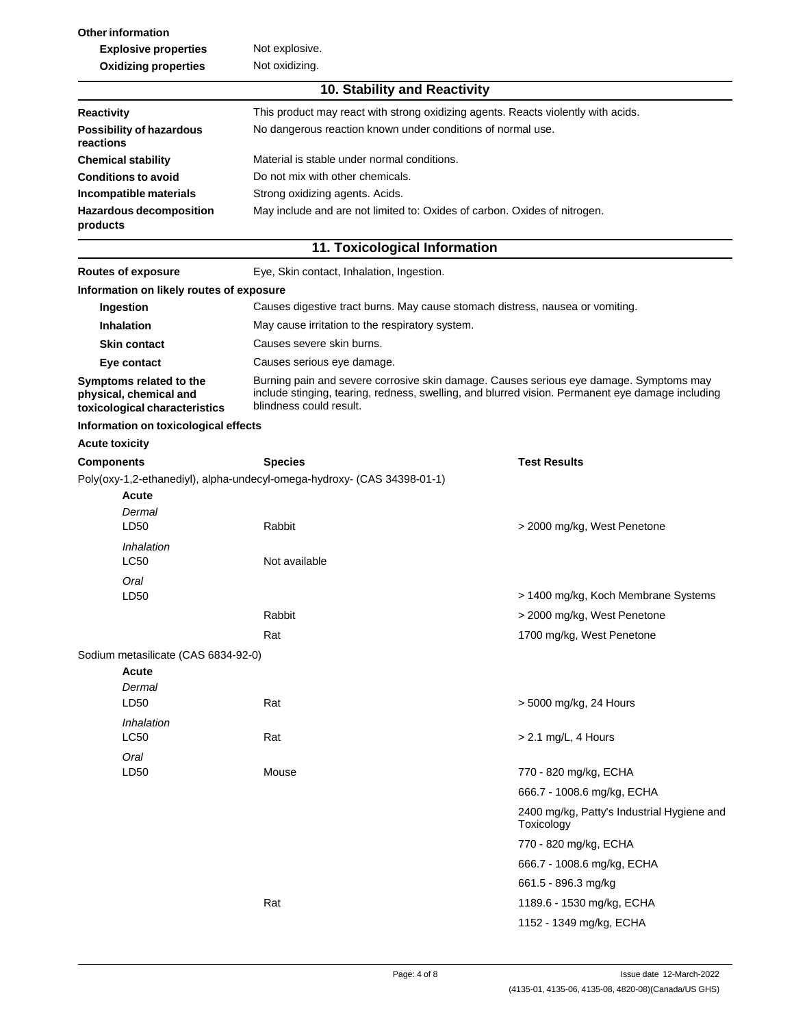**Other information**

| | |
|---|---|
| **Explosive properties** | Not explosive. |
| **Oxidizing properties** | Not oxidizing. |

## 10. Stability and Reactivity

| | |
|---|---|
| **Reactivity** | This product may react with strong oxidizing agents. Reacts violently with acids. |
| **Possibility of hazardous reactions** | No dangerous reaction known under conditions of normal use. |
| **Chemical stability** | Material is stable under normal conditions. |
| **Conditions to avoid** | Do not mix with other chemicals. |
| **Incompatible materials** | Strong oxidizing agents. Acids. |
| **Hazardous decomposition products** | May include and are not limited to: Oxides of carbon. Oxides of nitrogen. |

## 11. Toxicological Information

| | |
|---|---|
| **Routes of exposure** | Eye, Skin contact, Inhalation, Ingestion. |

**Information on likely routes of exposure**

| | |
|---|---|
| **Ingestion** | Causes digestive tract burns. May cause stomach distress, nausea or vomiting. |
| **Inhalation** | May cause irritation to the respiratory system. |
| **Skin contact** | Causes severe skin burns. |
| **Eye contact** | Causes serious eye damage. |
| **Symptoms related to the physical, chemical and toxicological characteristics** | Burning pain and severe corrosive skin damage. Causes serious eye damage. Symptoms may include stinging, tearing, redness, swelling, and blurred vision. Permanent eye damage including blindness could result. |

**Information on toxicological effects**

**Acute toxicity**

| Components | Species | Test Results |
|---|---|---|
| Poly(oxy-1,2-ethanediyl), alpha-undecyl-omega-hydroxy- (CAS 34398-01-1) | | |
| **Acute** | | |
| *Dermal* | | |
| LD50 | Rabbit | > 2000 mg/kg, West Penetone |
| *Inhalation* | | |
| LC50 | Not available | |
| *Oral* | | |
| LD50 | | > 1400 mg/kg, Koch Membrane Systems |
| | Rabbit | > 2000 mg/kg, West Penetone |
| | Rat | 1700 mg/kg, West Penetone |
| Sodium metasilicate (CAS 6834-92-0) | | |
| **Acute** | | |
| *Dermal* | | |
| LD50 | Rat | > 5000 mg/kg, 24 Hours |
| *Inhalation* | | |
| LC50 | Rat | > 2.1 mg/L, 4 Hours |
| *Oral* | | |
| LD50 | Mouse | 770 - 820 mg/kg, ECHA |
| | | 666.7 - 1008.6 mg/kg, ECHA |
| | | 2400 mg/kg, Patty's Industrial Hygiene and Toxicology |
| | | 770 - 820 mg/kg, ECHA |
| | | 666.7 - 1008.6 mg/kg, ECHA |
| | | 661.5 - 896.3 mg/kg |
| | Rat | 1189.6 - 1530 mg/kg, ECHA |
| | | 1152 - 1349 mg/kg, ECHA |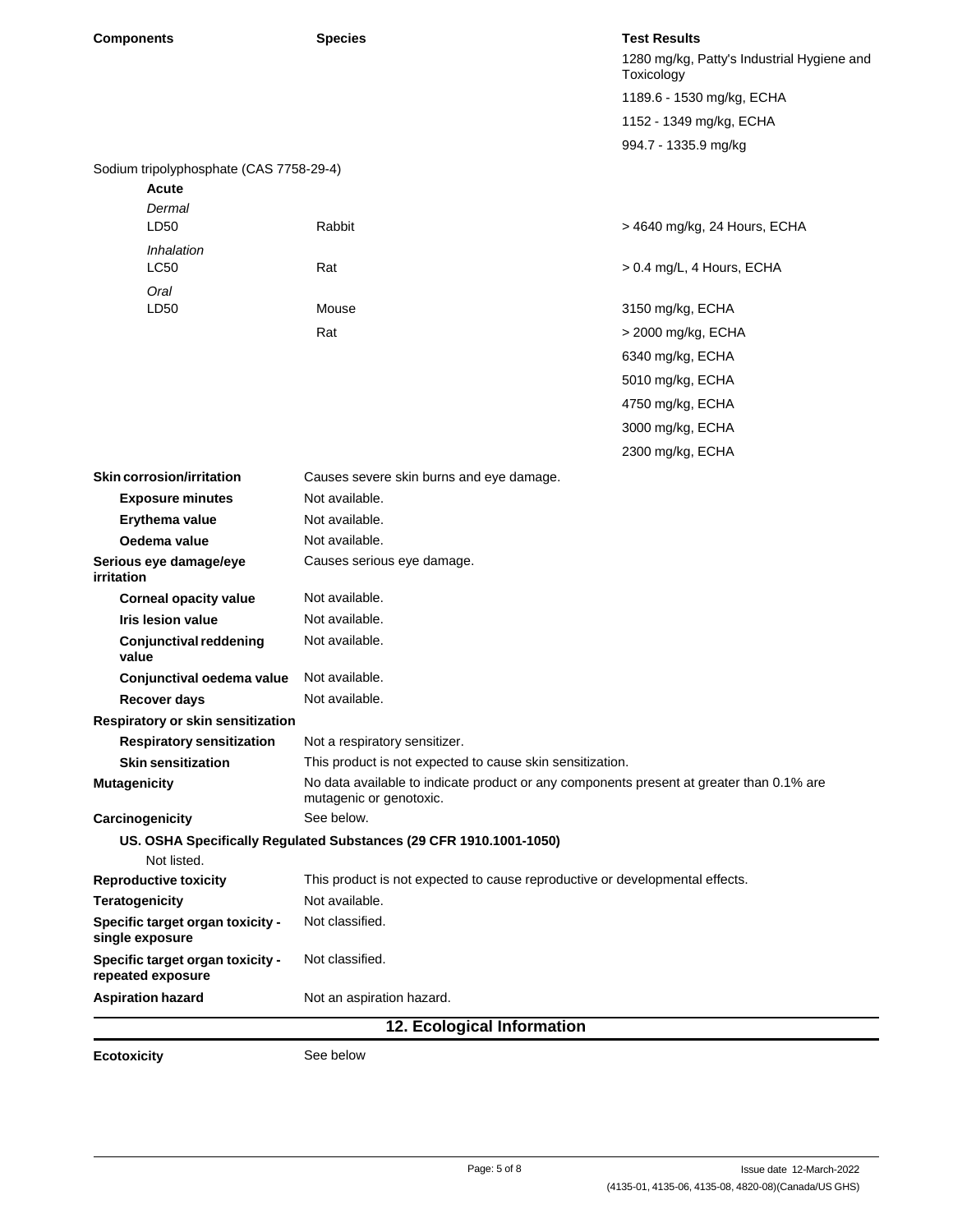| Components | Species | Test Results |
|---|---|---|
| | | 1280 mg/kg, Patty's Industrial Hygiene and Toxicology |
| | | 1189.6 - 1530 mg/kg, ECHA |
| | | 1152 - 1349 mg/kg, ECHA |
| | | 994.7 - 1335.9 mg/kg |
| Sodium tripolyphosphate (CAS 7758-29-4) | | |
| **Acute** | | |
| *Dermal* | | |
| LD50 | Rabbit | > 4640 mg/kg, 24 Hours, ECHA |
| *Inhalation* | | |
| LC50 | Rat | > 0.4 mg/L, 4 Hours, ECHA |
| *Oral* | | |
| LD50 | Mouse | 3150 mg/kg, ECHA |
| | Rat | > 2000 mg/kg, ECHA |
| | | 6340 mg/kg, ECHA |
| | | 5010 mg/kg, ECHA |
| | | 4750 mg/kg, ECHA |
| | | 3000 mg/kg, ECHA |
| | | 2300 mg/kg, ECHA |

**Skin corrosion/irritation** Causes severe skin burns and eye damage.

- **Exposure minutes** Not available.
- **Erythema value** Not available.
- **Oedema value** Not available.

**Serious eye damage/eye irritation** Causes serious eye damage.

- **Corneal opacity value** Not available.
- **Iris lesion value** Not available.
- **Conjunctival reddening value** Not available.
- **Conjunctival oedema value** Not available.
- **Recover days** Not available.

**Respiratory or skin sensitization**

- **Respiratory sensitization** Not a respiratory sensitizer.
- **Skin sensitization** This product is not expected to cause skin sensitization.

**Mutagenicity** No data available to indicate product or any components present at greater than 0.1% are mutagenic or genotoxic.

**Carcinogenicity** See below.

**US. OSHA Specifically Regulated Substances (29 CFR 1910.1001-1050)**

Not listed.

**Reproductive toxicity** This product is not expected to cause reproductive or developmental effects.

**Teratogenicity** Not available.

**Specific target organ toxicity - single exposure** Not classified.

**Specific target organ toxicity - repeated exposure** Not classified.

**Aspiration hazard** Not an aspiration hazard.

## 12. Ecological Information

**Ecotoxicity** See below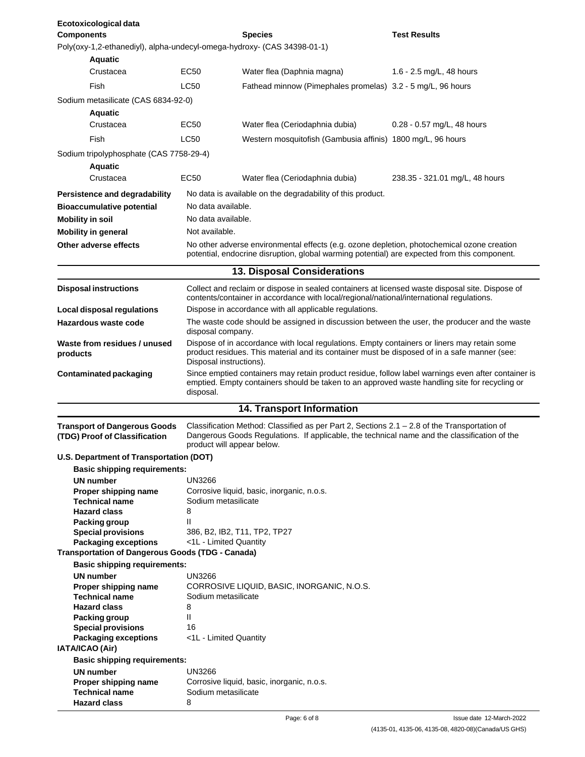**Ecotoxicological data**

| Components | | Species | Test Results |
|---|---|---|---|
| Poly(oxy-1,2-ethanediyl), alpha-undecyl-omega-hydroxy- (CAS 34398-01-1) | | | |
| **Aquatic** | | | |
| Crustacea | EC50 | Water flea (Daphnia magna) | 1.6 - 2.5 mg/L, 48 hours |
| Fish | LC50 | Fathead minnow (Pimephales promelas) | 3.2 - 5 mg/L, 96 hours |
| Sodium metasilicate (CAS 6834-92-0) | | | |
| **Aquatic** | | | |
| Crustacea | EC50 | Water flea (Ceriodaphnia dubia) | 0.28 - 0.57 mg/L, 48 hours |
| Fish | LC50 | Western mosquitofish (Gambusia affinis) | 1800 mg/L, 96 hours |
| Sodium tripolyphosphate (CAS 7758-29-4) | | | |
| **Aquatic** | | | |
| Crustacea | EC50 | Water flea (Ceriodaphnia dubia) | 238.35 - 321.01 mg/L, 48 hours |

**Persistence and degradability** No data is available on the degradability of this product.

**Bioaccumulative potential** No data available.

**Mobility in soil** No data available.

**Mobility in general** Not available.

**Other adverse effects** No other adverse environmental effects (e.g. ozone depletion, photochemical ozone creation potential, endocrine disruption, global warming potential) are expected from this component.

## 13. Disposal Considerations

**Disposal instructions** Collect and reclaim or dispose in sealed containers at licensed waste disposal site. Dispose of contents/container in accordance with local/regional/national/international regulations.

**Local disposal regulations** Dispose in accordance with all applicable regulations.

**Hazardous waste code** The waste code should be assigned in discussion between the user, the producer and the waste disposal company.

**Waste from residues / unused products** Dispose of in accordance with local regulations. Empty containers or liners may retain some product residues. This material and its container must be disposed of in a safe manner (see: Disposal instructions).

**Contaminated packaging** Since emptied containers may retain product residue, follow label warnings even after container is emptied. Empty containers should be taken to an approved waste handling site for recycling or disposal.

## 14. Transport Information

**Transport of Dangerous Goods (TDG) Proof of Classification** Classification Method: Classified as per Part 2, Sections 2.1 – 2.8 of the Transportation of Dangerous Goods Regulations. If applicable, the technical name and the classification of the product will appear below.

**U.S. Department of Transportation (DOT)**

**Basic shipping requirements:**

| | |
|---|---|
| **UN number** | UN3266 |
| **Proper shipping name** | Corrosive liquid, basic, inorganic, n.o.s. |
| **Technical name** | Sodium metasilicate |
| **Hazard class** | 8 |
| **Packing group** | II |
| **Special provisions** | 386, B2, IB2, T11, TP2, TP27 |
| **Packaging exceptions** | <1L - Limited Quantity |

**Transportation of Dangerous Goods (TDG - Canada)**

**Basic shipping requirements:**

| | |
|---|---|
| **UN number** | UN3266 |
| **Proper shipping name** | CORROSIVE LIQUID, BASIC, INORGANIC, N.O.S. |
| **Technical name** | Sodium metasilicate |
| **Hazard class** | 8 |
| **Packing group** | II |
| **Special provisions** | 16 |
| **Packaging exceptions** | <1L - Limited Quantity |

**IATA/ICAO (Air)**

**Basic shipping requirements:**

| | |
|---|---|
| **UN number** | UN3266 |
| **Proper shipping name** | Corrosive liquid, basic, inorganic, n.o.s. |
| **Technical name** | Sodium metasilicate |
| **Hazard class** | 8 |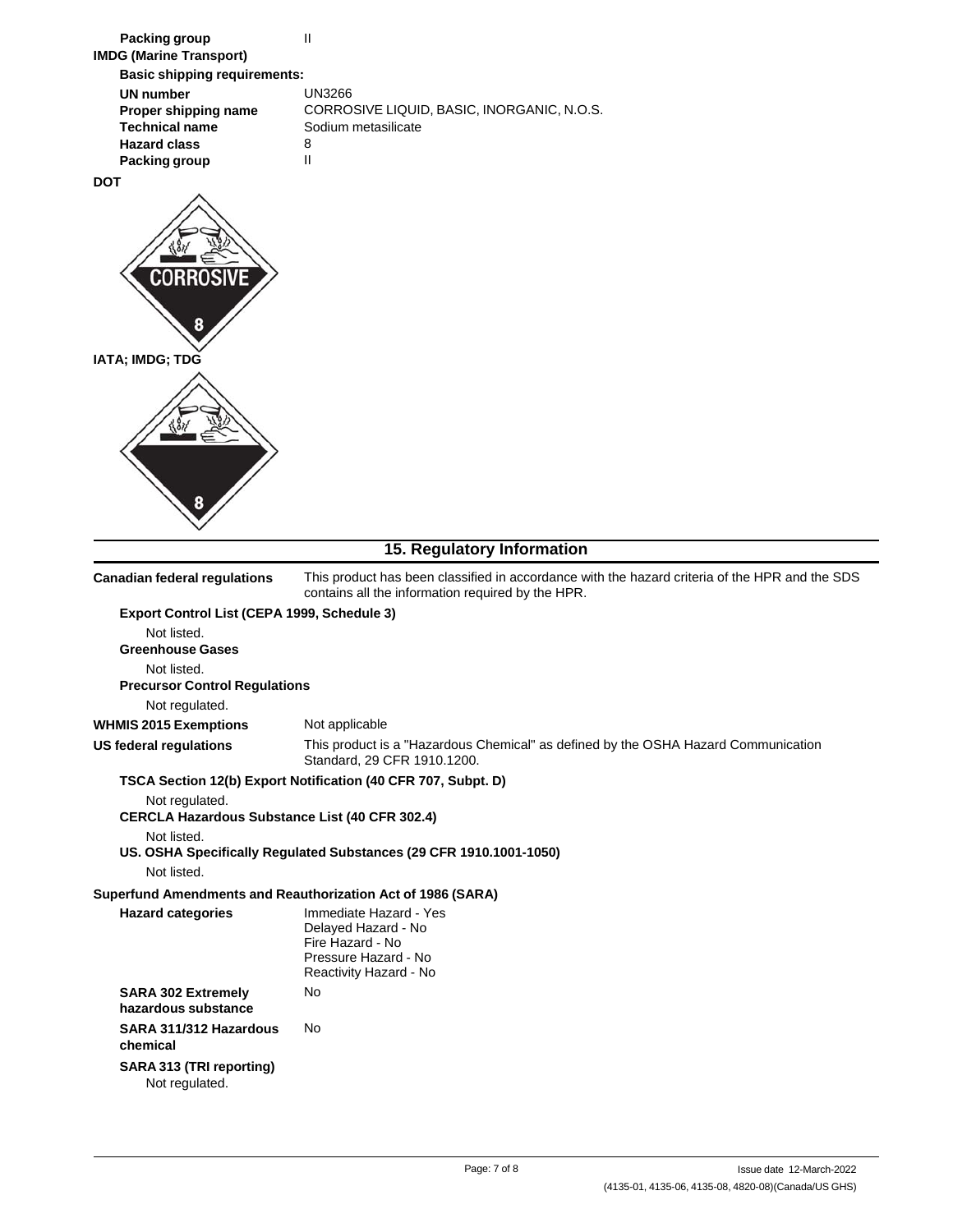**Packing group** II

**IMDG (Marine Transport)**

**Basic shipping requirements:**

| | |
|---|---|
| **UN number** | UN3266 |
| **Proper shipping name** | CORROSIVE LIQUID, BASIC, INORGANIC, N.O.S. |
| **Technical name** | Sodium metasilicate |
| **Hazard class** | 8 |
| **Packing group** | II |

**DOT**

**IATA; IMDG; TDG**

## 15. Regulatory Information

**Canadian federal regulations** This product has been classified in accordance with the hazard criteria of the HPR and the SDS contains all the information required by the HPR.

**Export Control List (CEPA 1999, Schedule 3)**

Not listed.

**Greenhouse Gases**

Not listed.

**Precursor Control Regulations**

Not regulated.

**WHMIS 2015 Exemptions** Not applicable

**US federal regulations** This product is a "Hazardous Chemical" as defined by the OSHA Hazard Communication Standard, 29 CFR 1910.1200.

**TSCA Section 12(b) Export Notification (40 CFR 707, Subpt. D)**

Not regulated.

**CERCLA Hazardous Substance List (40 CFR 302.4)**

Not listed.

**US. OSHA Specifically Regulated Substances (29 CFR 1910.1001-1050)**

Not listed.

**Superfund Amendments and Reauthorization Act of 1986 (SARA)**

**Hazard categories**
Immediate Hazard - Yes
Delayed Hazard - No
Fire Hazard - No
Pressure Hazard - No
Reactivity Hazard - No

**SARA 302 Extremely hazardous substance** No

**SARA 311/312 Hazardous chemical** No

**SARA 313 (TRI reporting)**

Not regulated.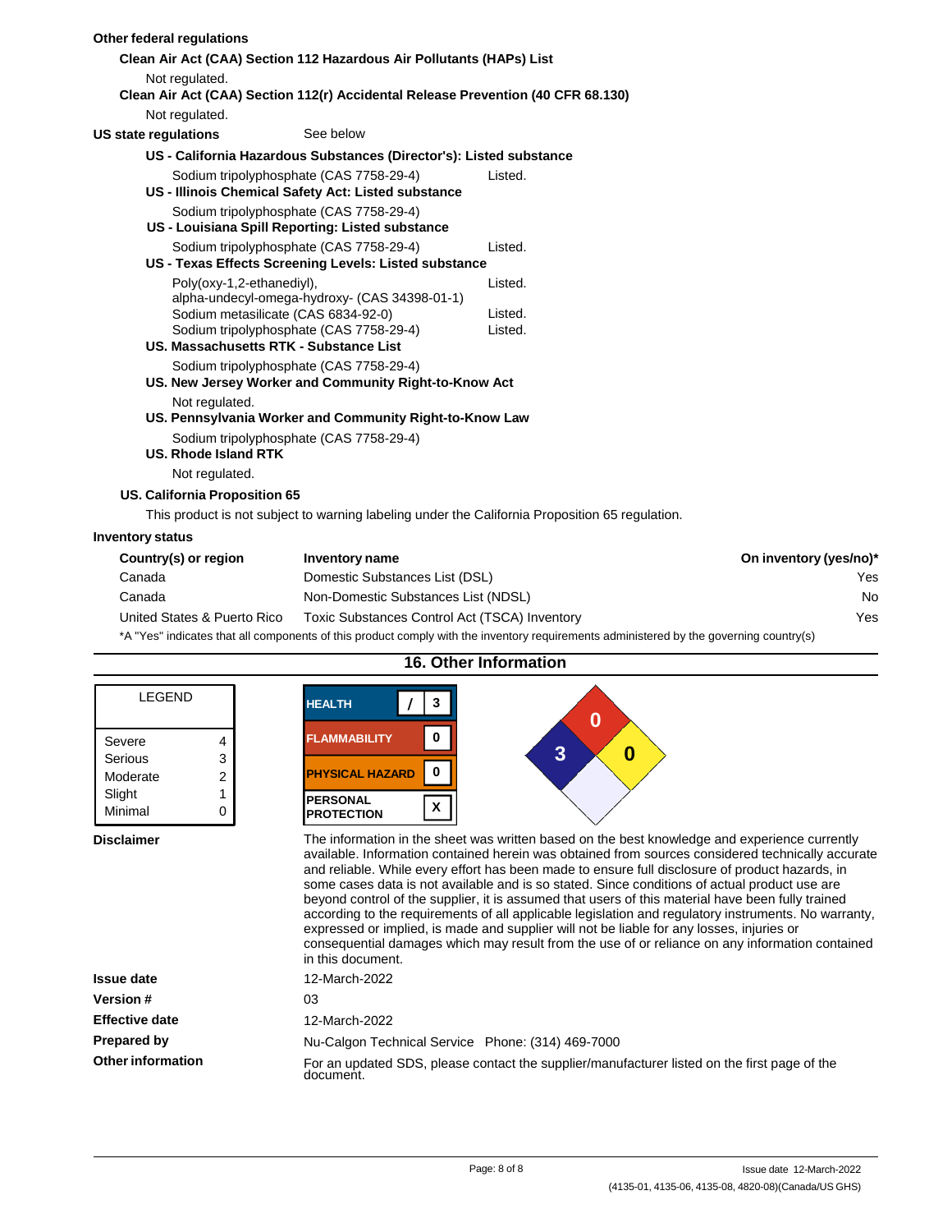**Other federal regulations**

**Clean Air Act (CAA) Section 112 Hazardous Air Pollutants (HAPs) List**

Not regulated.

**Clean Air Act (CAA) Section 112(r) Accidental Release Prevention (40 CFR 68.130)**

Not regulated.

**US state regulations** See below

**US - California Hazardous Substances (Director's): Listed substance**

Sodium tripolyphosphate (CAS 7758-29-4) Listed.

**US - Illinois Chemical Safety Act: Listed substance**

Sodium tripolyphosphate (CAS 7758-29-4)

**US - Louisiana Spill Reporting: Listed substance**

Sodium tripolyphosphate (CAS 7758-29-4) Listed.

**US - Texas Effects Screening Levels: Listed substance**

| | |
|---|---|
| Poly(oxy-1,2-ethanediyl), alpha-undecyl-omega-hydroxy- (CAS 34398-01-1) | Listed. |
| Sodium metasilicate (CAS 6834-92-0) | Listed. |
| Sodium tripolyphosphate (CAS 7758-29-4) | Listed. |

**US. Massachusetts RTK - Substance List**

Sodium tripolyphosphate (CAS 7758-29-4)

**US. New Jersey Worker and Community Right-to-Know Act**

Not regulated.

**US. Pennsylvania Worker and Community Right-to-Know Law**

Sodium tripolyphosphate (CAS 7758-29-4)

**US. Rhode Island RTK**

Not regulated.

**US. California Proposition 65**

This product is not subject to warning labeling under the California Proposition 65 regulation.

**Inventory status**

| Country(s) or region | Inventory name | On inventory (yes/no)* |
|---|---|---|
| Canada | Domestic Substances List (DSL) | Yes |
| Canada | Non-Domestic Substances List (NDSL) | No |
| United States & Puerto Rico | Toxic Substances Control Act (TSCA) Inventory | Yes |

*A "Yes" indicates that all components of this product comply with the inventory requirements administered by the governing country(s)

## 16. Other Information

| LEGEND | |
|---|---|
| Severe | 4 |
| Serious | 3 |
| Moderate | 2 |
| Slight | 1 |
| Minimal | 0 |

| | |
|---|---|
| HEALTH | / 3 |
| FLAMMABILITY | 0 |
| PHYSICAL HAZARD | 0 |
| PERSONAL PROTECTION | X |

0
3
0

**Disclaimer** The information in the sheet was written based on the best knowledge and experience currently available. Information contained herein was obtained from sources considered technically accurate and reliable. While every effort has been made to ensure full disclosure of product hazards, in some cases data is not available and is so stated. Since conditions of actual product use are beyond control of the supplier, it is assumed that users of this material have been fully trained according to the requirements of all applicable legislation and regulatory instruments. No warranty, expressed or implied, is made and supplier will not be liable for any losses, injuries or consequential damages which may result from the use of or reliance on any information contained in this document.

**Issue date** 12-March-2022

**Version #** 03

**Effective date** 12-March-2022

**Prepared by** Nu-Calgon Technical Service Phone: (314) 469-7000

**Other information** For an updated SDS, please contact the supplier/manufacturer listed on the first page of the document.

(4135-01, 4135-06, 4135-08, 4820-08)(Canada/US GHS)